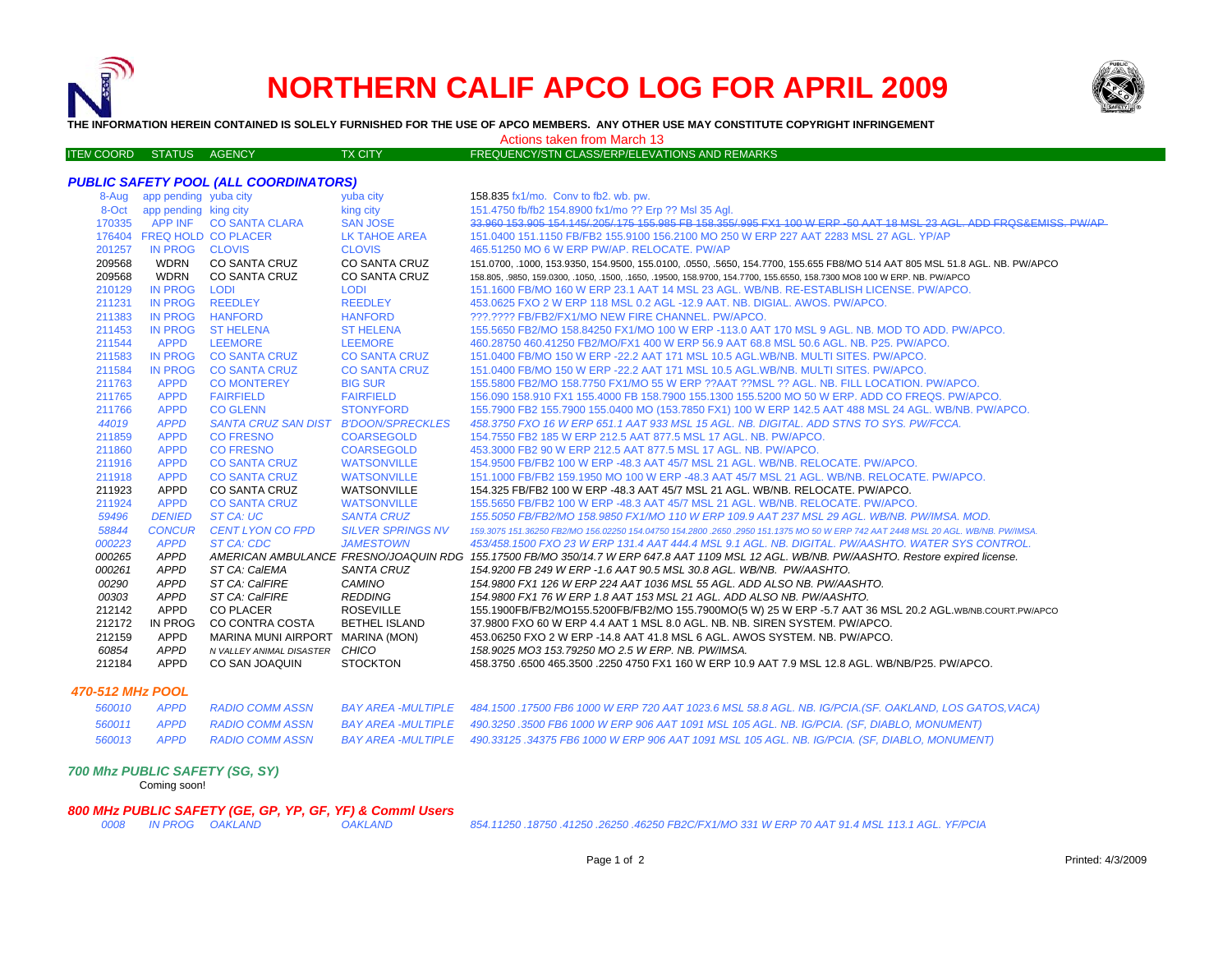# NORTHERN CALIF APCO LOG FOR APRIL 2009

**THE INFORMATION HEREIN CONTAINED IS SOLELY FURNISHED FOR THE USE OF APCO MEMBERS. ANY OTHER USE MAY CONSTITUTE COPYRIGHT INFRINGEMENT**

Actions taken from March 13

### *PUBLIC SAFETY POOL (ALL COORDINATORS)*

| ITEM COORD | STATUS | AGENCY | TX CITY | FREQUENCY/STN CLASS/ERP/ELEVATIONS AND REMARKS |
|---|---|---|---|---|
| 8-Aug | app pending | yuba city | yuba city | 158.835 fx1/mo. Conv to fb2. wb. pw. |
| 8-Oct | app pending | king city | king city | 151.4750 fb/fb2 154.8900 fx1/mo ?? Erp ?? Msl 35 Agl. |
| 170335 | APP INF | CO SANTA CLARA | SAN JOSE | ~~33.960 153.905 154.145/.205/.175 155.985 FB 158.355/.995 FX1 100 W ERP -50 AAT 18 MSL 23 AGL. ADD FRQS&EMISS. PW/AP~~ |
| 176404 | FREQ HOLD | CO PLACER | LK TAHOE AREA | 151.0400 151.1150 FB/FB2 155.9100 156.2100 MO 250 W ERP 227 AAT 2283 MSL 27 AGL. YP/AP |
| 201257 | IN PROG | CLOVIS | CLOVIS | 465.51250 MO 6 W ERP PW/AP. RELOCATE. PW/AP |
| 209568 | WDRN | CO SANTA CRUZ | CO SANTA CRUZ | 151.0700, .1000, 153.9350, 154.9500, 155.0100, .0550, .5650, 154.7700, 155.655 FB8/MO 514 AAT 805 MSL 51.8 AGL. NB. PW/APCO |
| 209568 | WDRN | CO SANTA CRUZ | CO SANTA CRUZ | 158.805, .9850, 159.0300, .1050, .1500, .1650, .19500, 158.9700, 154.7700, 155.6550, 158.7300 MO8 100 W ERP. NB. PW/APCO |
| 210129 | IN PROG | LODI | LODI | 151.1600 FB/MO 160 W ERP 23.1 AAT 14 MSL 23 AGL. WB/NB. RE-ESTABLISH LICENSE. PW/APCO. |
| 211231 | IN PROG | REEDLEY | REEDLEY | 453.0625 FXO 2 W ERP 118 MSL 0.2 AGL -12.9 AAT. NB. DIGIAL. AWOS. PW/APCO. |
| 211383 | IN PROG | HANFORD | HANFORD | ???.???? FB/FB2/FX1/MO NEW FIRE CHANNEL. PW/APCO. |
| 211453 | IN PROG | ST HELENA | ST HELENA | 155.5650 FB2/MO 158.84250 FX1/MO 100 W ERP -113.0 AAT 170 MSL 9 AGL. NB. MOD TO ADD. PW/APCO. |
| 211544 | APPD | LEEMORE | LEEMORE | 460.28750 460.41250 FB2/MO/FX1 400 W ERP 56.9 AAT 68.8 MSL 50.6 AGL. NB. P25. PW/APCO. |
| 211583 | IN PROG | CO SANTA CRUZ | CO SANTA CRUZ | 151.0400 FB/MO 150 W ERP -22.2 AAT 171 MSL 10.5 AGL.WB/NB. MULTI SITES. PW/APCO. |
| 211584 | IN PROG | CO SANTA CRUZ | CO SANTA CRUZ | 151.0400 FB/MO 150 W ERP -22.2 AAT 171 MSL 10.5 AGL.WB/NB. MULTI SITES. PW/APCO. |
| 211763 | APPD | CO MONTEREY | BIG SUR | 155.5800 FB2/MO 158.7750 FX1/MO 55 W ERP ??AAT ??MSL ?? AGL. NB. FILL LOCATION. PW/APCO. |
| 211765 | APPD | FAIRFIELD | FAIRFIELD | 156.090 158.910 FX1 155.4000 FB 158.7900 155.1300 155.5200 MO 50 W ERP. ADD CO FREQS. PW/APCO. |
| 211766 | APPD | CO GLENN | STONYFORD | 155.7900 FB2 155.7900 155.0400 MO (153.7850 FX1) 100 W ERP 142.5 AAT 488 MSL 24 AGL. WB/NB. PW/APCO. |
| *44019* | *APPD* | *SANTA CRUZ SAN DIST* | *B'DOON/SPRECKLES* | *458.3750 FXO 16 W ERP 651.1 AAT 933 MSL 15 AGL. NB. DIGITAL. ADD STNS TO SYS. PW/FCCA.* |
| 211859 | APPD | CO FRESNO | COARSEGOLD | 154.7550 FB2 185 W ERP 212.5 AAT 877.5 MSL 17 AGL. NB. PW/APCO. |
| 211860 | APPD | CO FRESNO | COARSEGOLD | 453.3000 FB2 90 W ERP 212.5 AAT 877.5 MSL 17 AGL. NB. PW/APCO. |
| 211916 | APPD | CO SANTA CRUZ | WATSONVILLE | 154.9500 FB/FB2 100 W ERP -48.3 AAT 45/7 MSL 21 AGL. WB/NB. RELOCATE. PW/APCO. |
| 211918 | APPD | CO SANTA CRUZ | WATSONVILLE | 151.1000 FB/FB2 159.1950 MO 100 W ERP -48.3 AAT 45/7 MSL 21 AGL. WB/NB. RELOCATE. PW/APCO. |
| 211923 | APPD | CO SANTA CRUZ | WATSONVILLE | 154.325 FB/FB2 100 W ERP -48.3 AAT 45/7 MSL 21 AGL. WB/NB. RELOCATE. PW/APCO. |
| 211924 | APPD | CO SANTA CRUZ | WATSONVILLE | 155.5650 FB/FB2 100 W ERP -48.3 AAT 45/7 MSL 21 AGL. WB/NB. RELOCATE. PW/APCO. |
| *59496* | *DENIED* | *ST CA: UC* | *SANTA CRUZ* | *155.5050 FB/FB2/MO 158.9850 FX1/MO 110 W ERP 109.9 AAT 237 MSL 29 AGL. WB/NB. PW/IMSA. MOD.* |
| *58844* | *CONCUR* | *CENT LYON CO FPD* | *SILVER SPRINGS NV* | *159.3075 151.36250 FB2/MO 156.02250 154.04750 154.2800 .2650 .2950 151.1375 MO 50 W ERP 742 AAT 2448 MSL 20 AGL. WB/NB. PW/IMSA.* |
| *000223* | *APPD* | *ST CA: CDC* | *JAMESTOWN* | *453/458.1500 FXO 23 W ERP 131.4 AAT 444.4 MSL 9.1 AGL. NB. DIGITAL. PW/AASHTO. WATER SYS CONTROL.* |
| *000265* | *APPD* | *AMERICAN AMBULANCE* | *FRESNO/JOAQUIN RDG* | *155.17500 FB/MO 350/14.7 W ERP 647.8 AAT 1109 MSL 12 AGL. WB/NB. PW/AASHTO. Restore expired license.* |
| *000261* | *APPD* | *ST CA: CalEMA* | *SANTA CRUZ* | *154.9200 FB 249 W ERP -1.6 AAT 90.5 MSL 30.8 AGL. WB/NB. PW/AASHTO.* |
| *00290* | *APPD* | *ST CA: CalFIRE* | *CAMINO* | *154.9800 FX1 126 W ERP 224 AAT 1036 MSL 55 AGL. ADD ALSO NB. PW/AASHTO.* |
| *00303* | *APPD* | *ST CA: CalFIRE* | *REDDING* | *154.9800 FX1 76 W ERP 1.8 AAT 153 MSL 21 AGL. ADD ALSO NB. PW/AASHTO.* |
| 212142 | APPD | CO PLACER | ROSEVILLE | 155.1900FB/FB2/MO155.5200FB/FB2/MO 155.7900MO(5 W) 25 W ERP -5.7 AAT 36 MSL 20.2 AGL.WB/NB.COURT.PW/APCO |
| 212172 | IN PROG | CO CONTRA COSTA | BETHEL ISLAND | 37.9800 FXO 60 W ERP 4.4 AAT 1 MSL 8.0 AGL. NB. NB. SIREN SYSTEM. PW/APCO. |
| 212159 | APPD | MARINA MUNI AIRPORT | MARINA (MON) | 453.06250 FXO 2 W ERP -14.8 AAT 41.8 MSL 6 AGL. AWOS SYSTEM. NB. PW/APCO. |
| *60854* | *APPD* | *N VALLEY ANIMAL DISASTER* | *CHICO* | *158.9025 MO3 153.79250 MO 2.5 W ERP. NB. PW/IMSA.* |
| 212184 | APPD | CO SAN JOAQUIN | STOCKTON | 458.3750 .6500 465.3500 .2250 4750 FX1 160 W ERP 10.9 AAT 7.9 MSL 12.8 AGL. WB/NB/P25. PW/APCO. |

### *470-512 MHz POOL*

| ITEM COORD | STATUS | AGENCY | TX CITY | FREQUENCY/STN CLASS/ERP/ELEVATIONS AND REMARKS |
|---|---|---|---|---|
| *560010* | *APPD* | *RADIO COMM ASSN* | *BAY AREA -MULTIPLE* | *484.1500 .17500 FB6 1000 W ERP 720 AAT 1023.6 MSL 58.8 AGL. NB. IG/PCIA.(SF. OAKLAND, LOS GATOS,VACA)* |
| *560011* | *APPD* | *RADIO COMM ASSN* | *BAY AREA -MULTIPLE* | *490.3250 .3500 FB6 1000 W ERP 906 AAT 1091 MSL 105 AGL. NB. IG/PCIA. (SF, DIABLO, MONUMENT)* |
| *560013* | *APPD* | *RADIO COMM ASSN* | *BAY AREA -MULTIPLE* | *490.33125 .34375 FB6 1000 W ERP 906 AAT 1091 MSL 105 AGL. NB. IG/PCIA. (SF, DIABLO, MONUMENT)* |

### *700 Mhz PUBLIC SAFETY (SG, SY)*

Coming soon!

### *800 MHz PUBLIC SAFETY (GE, GP, YP, GF, YF) & Comml Users*

| ITEM COORD | STATUS | AGENCY | TX CITY | FREQUENCY/STN CLASS/ERP/ELEVATIONS AND REMARKS |
|---|---|---|---|---|
| *0008* | *IN PROG* | *OAKLAND* | *OAKLAND* | *854.11250 .18750 .41250 .26250 .46250 FB2C/FX1/MO 331 W ERP 70 AAT 91.4 MSL 113.1 AGL. YF/PCIA* |

Printed: 4/3/2009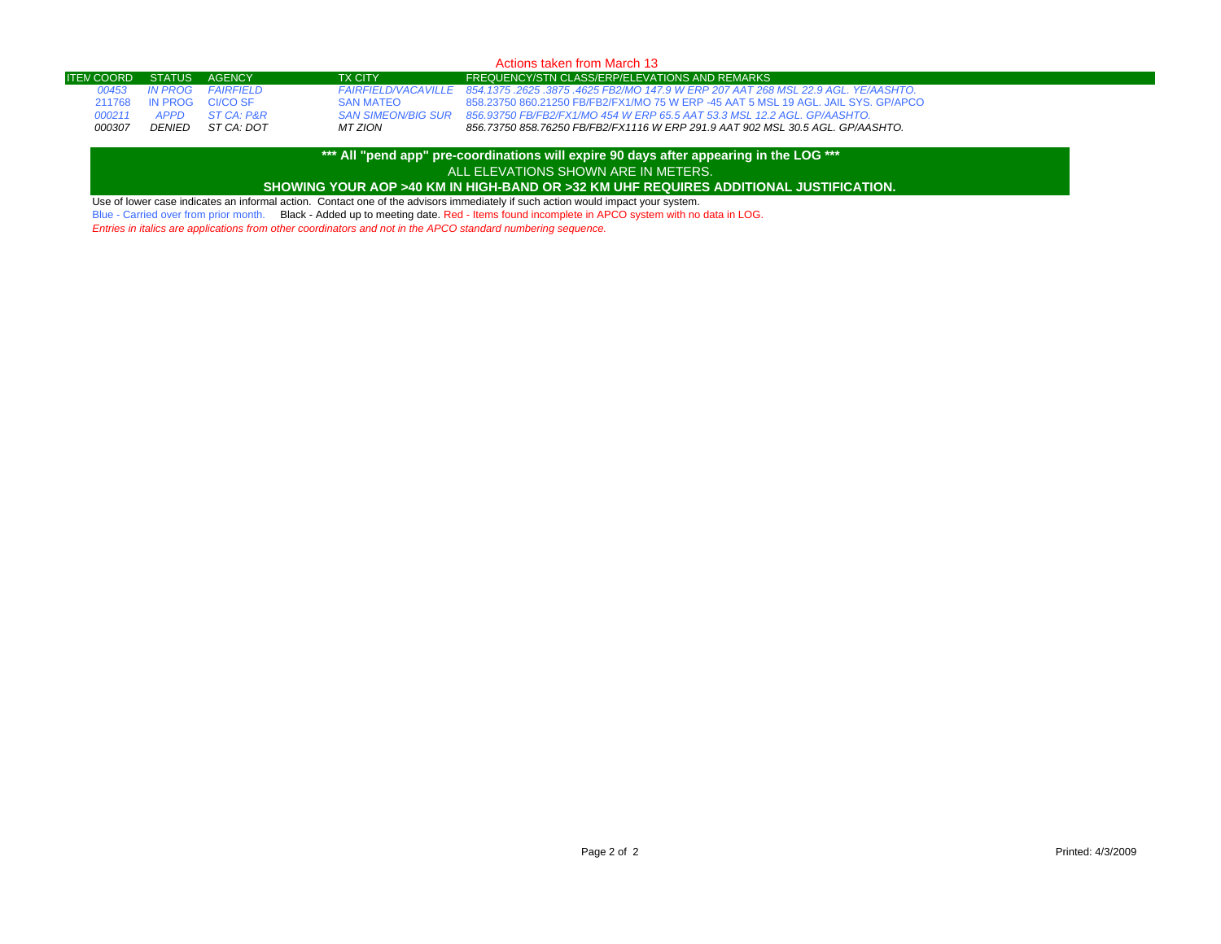Actions taken from March 13

| ITEM COORD | STATUS | AGENCY | TX CITY | FREQUENCY/STN CLASS/ERP/ELEVATIONS AND REMARKS |
|---|---|---|---|---|
| *00453* | *IN PROG* | *FAIRFIELD* | *FAIRFIELD/VACAVILLE* | *854.1375 .2625 .3875 .4625 FB2/MO 147.9 W ERP 207 AAT 268 MSL 22.9 AGL. YE/AASHTO.* |
| 211768 | IN PROG | CI/CO SF | SAN MATEO | 858.23750 860.21250 FB/FB2/FX1/MO 75 W ERP -45 AAT 5 MSL 19 AGL. JAIL SYS. GP/APCO |
| *000211* | *APPD* | *ST CA: P&R* | *SAN SIMEON/BIG SUR* | *856.93750 FB/FB2/FX1/MO 454 W ERP 65.5 AAT 53.3 MSL 12.2 AGL. GP/AASHTO.* |
| *000307* | *DENIED* | *ST CA: DOT* | *MT ZION* | *856.73750 858.76250 FB/FB2/FX1116 W ERP 291.9 AAT 902 MSL 30.5 AGL. GP/AASHTO.* |

**\*\*\* All "pend app" pre-coordinations will expire 90 days after appearing in the LOG \*\*\***

ALL ELEVATIONS SHOWN ARE IN METERS.

**SHOWING YOUR AOP >40 KM IN HIGH-BAND OR >32 KM UHF REQUIRES ADDITIONAL JUSTIFICATION.**

Use of lower case indicates an informal action. Contact one of the advisors immediately if such action would impact your system.

Blue - Carried over from prior month. Black - Added up to meeting date. Red - Items found incomplete in APCO system with no data in LOG.

*Entries in italics are applications from other coordinators and not in the APCO standard numbering sequence.*

Printed: 4/3/2009